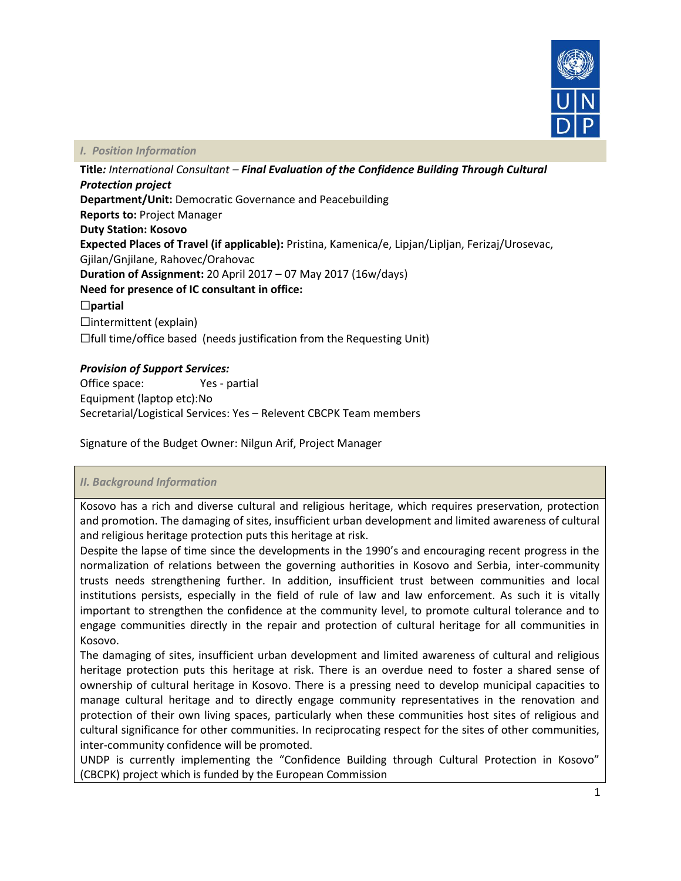## *I. Position Information*

**Title***: International Consultant –* ***Final Evaluation of the Confidence Building Through Cultural Protection project***
**Department/Unit:** Democratic Governance and Peacebuilding
**Reports to:** Project Manager
**Duty Station: Kosovo**
**Expected Places of Travel (if applicable):** Pristina, Kamenica/e, Lipjan/Lipljan, Ferizaj/Urosevac, Gjilan/Gnjilane, Rahovec/Orahovac
**Duration of Assignment:** 20 April 2017 – 07 May 2017 (16w/days)
**Need for presence of IC consultant in office:**

☐**partial**

☐intermittent (explain)

☐full time/office based (needs justification from the Requesting Unit)

***Provision of Support Services:***

Office space: Yes - partial
Equipment (laptop etc):No
Secretarial/Logistical Services: Yes – Relevent CBCPK Team members

Signature of the Budget Owner: Nilgun Arif, Project Manager

## *II. Background Information*

Kosovo has a rich and diverse cultural and religious heritage, which requires preservation, protection and promotion. The damaging of sites, insufficient urban development and limited awareness of cultural and religious heritage protection puts this heritage at risk.

Despite the lapse of time since the developments in the 1990's and encouraging recent progress in the normalization of relations between the governing authorities in Kosovo and Serbia, inter-community trusts needs strengthening further. In addition, insufficient trust between communities and local institutions persists, especially in the field of rule of law and law enforcement. As such it is vitally important to strengthen the confidence at the community level, to promote cultural tolerance and to engage communities directly in the repair and protection of cultural heritage for all communities in Kosovo.

The damaging of sites, insufficient urban development and limited awareness of cultural and religious heritage protection puts this heritage at risk. There is an overdue need to foster a shared sense of ownership of cultural heritage in Kosovo. There is a pressing need to develop municipal capacities to manage cultural heritage and to directly engage community representatives in the renovation and protection of their own living spaces, particularly when these communities host sites of religious and cultural significance for other communities. In reciprocating respect for the sites of other communities, inter-community confidence will be promoted.

UNDP is currently implementing the "Confidence Building through Cultural Protection in Kosovo" (CBCPK) project which is funded by the European Commission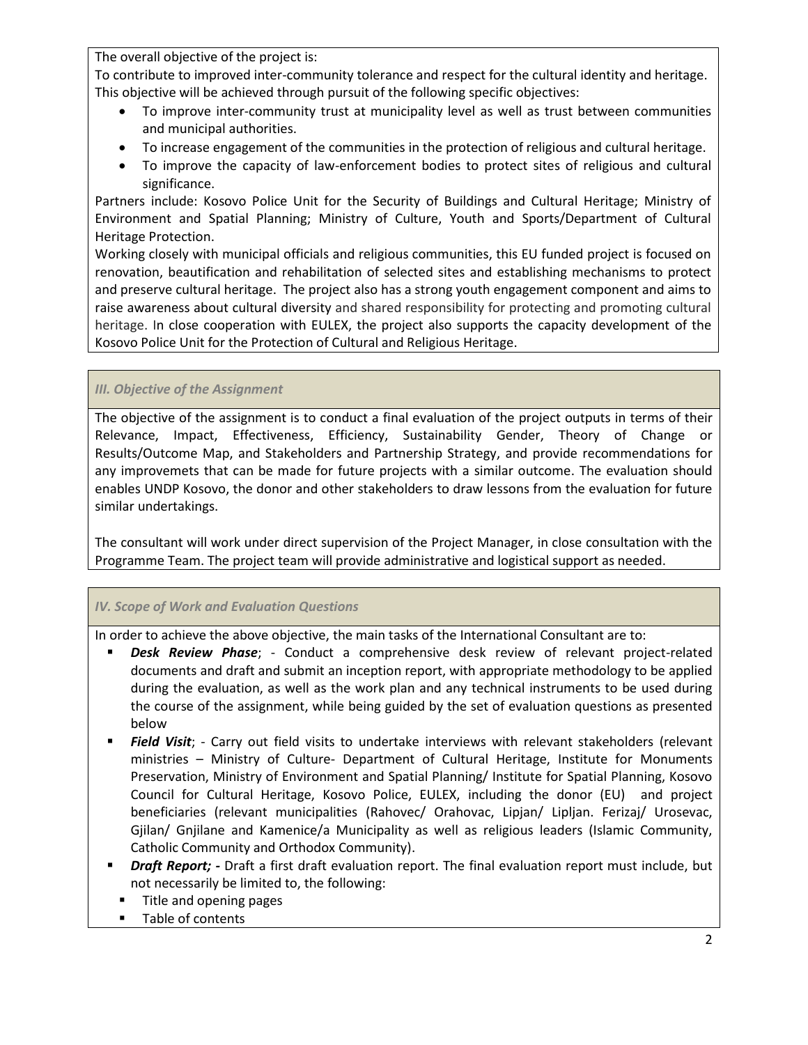The overall objective of the project is:
To contribute to improved inter-community tolerance and respect for the cultural identity and heritage. This objective will be achieved through pursuit of the following specific objectives:

- To improve inter-community trust at municipality level as well as trust between communities and municipal authorities.
- To increase engagement of the communities in the protection of religious and cultural heritage.
- To improve the capacity of law-enforcement bodies to protect sites of religious and cultural significance.

Partners include: Kosovo Police Unit for the Security of Buildings and Cultural Heritage; Ministry of Environment and Spatial Planning; Ministry of Culture, Youth and Sports/Department of Cultural Heritage Protection.

Working closely with municipal officials and religious communities, this EU funded project is focused on renovation, beautification and rehabilitation of selected sites and establishing mechanisms to protect and preserve cultural heritage. The project also has a strong youth engagement component and aims to raise awareness about cultural diversity and shared responsibility for protecting and promoting cultural heritage. In close cooperation with EULEX, the project also supports the capacity development of the Kosovo Police Unit for the Protection of Cultural and Religious Heritage.

### *III. Objective of the Assignment*

The objective of the assignment is to conduct a final evaluation of the project outputs in terms of their Relevance, Impact, Effectiveness, Efficiency, Sustainability Gender, Theory of Change or Results/Outcome Map, and Stakeholders and Partnership Strategy, and provide recommendations for any improvemets that can be made for future projects with a similar outcome. The evaluation should enables UNDP Kosovo, the donor and other stakeholders to draw lessons from the evaluation for future similar undertakings.

The consultant will work under direct supervision of the Project Manager, in close consultation with the Programme Team. The project team will provide administrative and logistical support as needed.

### *IV. Scope of Work and Evaluation Questions*

In order to achieve the above objective, the main tasks of the International Consultant are to:

- ***Desk Review Phase***; - Conduct a comprehensive desk review of relevant project-related documents and draft and submit an inception report, with appropriate methodology to be applied during the evaluation, as well as the work plan and any technical instruments to be used during the course of the assignment, while being guided by the set of evaluation questions as presented below
- ***Field Visit***; - Carry out field visits to undertake interviews with relevant stakeholders (relevant ministries – Ministry of Culture- Department of Cultural Heritage, Institute for Monuments Preservation, Ministry of Environment and Spatial Planning/ Institute for Spatial Planning, Kosovo Council for Cultural Heritage, Kosovo Police, EULEX, including the donor (EU) and project beneficiaries (relevant municipalities (Rahovec/ Orahovac, Lipjan/ Lipljan. Ferizaj/ Urosevac, Gjilan/ Gnjilane and Kamenice/a Municipality as well as religious leaders (Islamic Community, Catholic Community and Orthodox Community).
- ***Draft Report; -*** Draft a first draft evaluation report. The final evaluation report must include, but not necessarily be limited to, the following:
  - Title and opening pages
  - Table of contents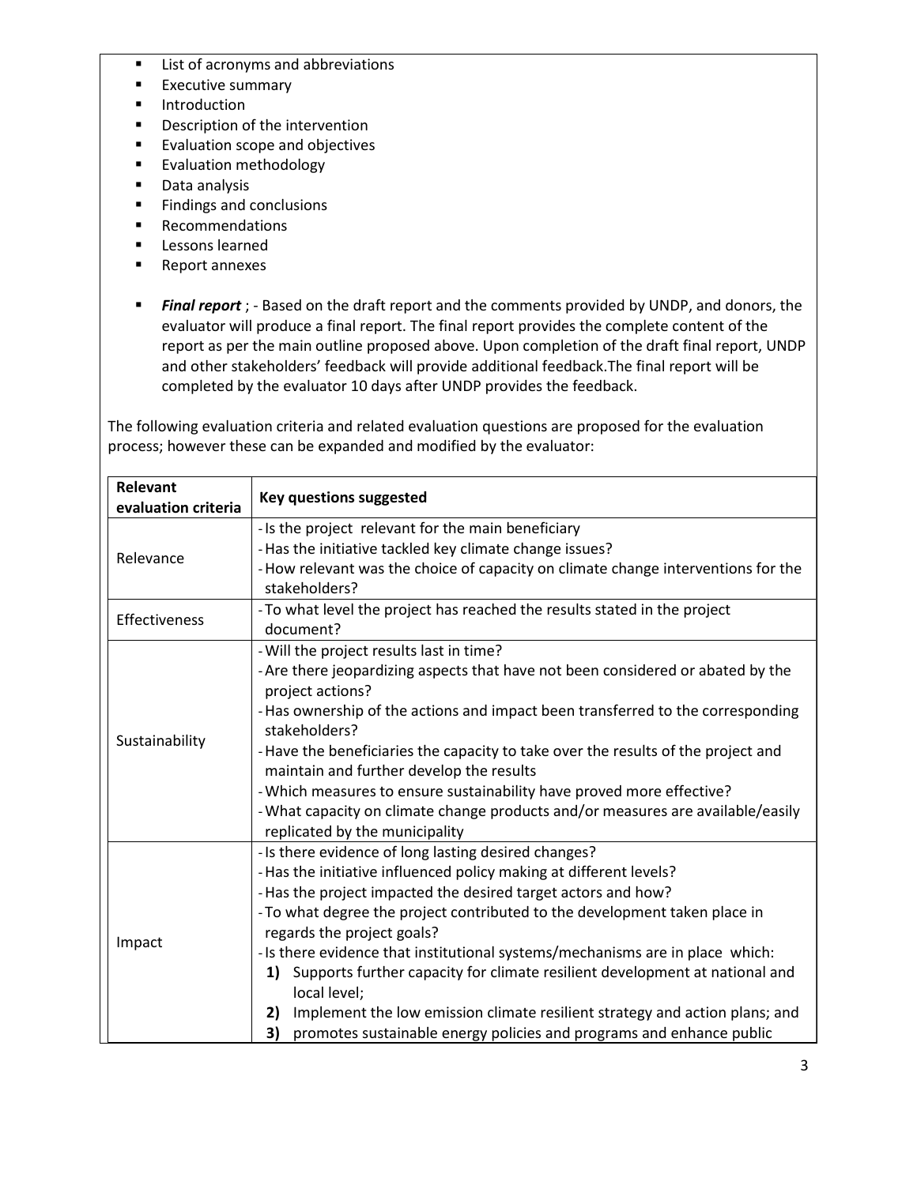- List of acronyms and abbreviations
- Executive summary
- Introduction
- Description of the intervention
- Evaluation scope and objectives
- Evaluation methodology
- Data analysis
- Findings and conclusions
- Recommendations
- Lessons learned
- Report annexes

- ***Final report*** ; - Based on the draft report and the comments provided by UNDP, and donors, the evaluator will produce a final report. The final report provides the complete content of the report as per the main outline proposed above. Upon completion of the draft final report, UNDP and other stakeholders' feedback will provide additional feedback.The final report will be completed by the evaluator 10 days after UNDP provides the feedback.

The following evaluation criteria and related evaluation questions are proposed for the evaluation process; however these can be expanded and modified by the evaluator:

| Relevant evaluation criteria | Key questions suggested |
|---|---|
| Relevance | - Is the project relevant for the main beneficiary<br>- Has the initiative tackled key climate change issues?<br>- How relevant was the choice of capacity on climate change interventions for the stakeholders? |
| Effectiveness | - To what level the project has reached the results stated in the project document? |
| Sustainability | - Will the project results last in time?<br>- Are there jeopardizing aspects that have not been considered or abated by the project actions?<br>- Has ownership of the actions and impact been transferred to the corresponding stakeholders?<br>- Have the beneficiaries the capacity to take over the results of the project and maintain and further develop the results<br>- Which measures to ensure sustainability have proved more effective?<br>- What capacity on climate change products and/or measures are available/easily replicated by the municipality |
| Impact | - Is there evidence of long lasting desired changes?<br>- Has the initiative influenced policy making at different levels?<br>- Has the project impacted the desired target actors and how?<br>- To what degree the project contributed to the development taken place in regards the project goals?<br>- Is there evidence that institutional systems/mechanisms are in place which:<br>**1)** Supports further capacity for climate resilient development at national and local level;<br>**2)** Implement the low emission climate resilient strategy and action plans; and<br>**3)** promotes sustainable energy policies and programs and enhance public |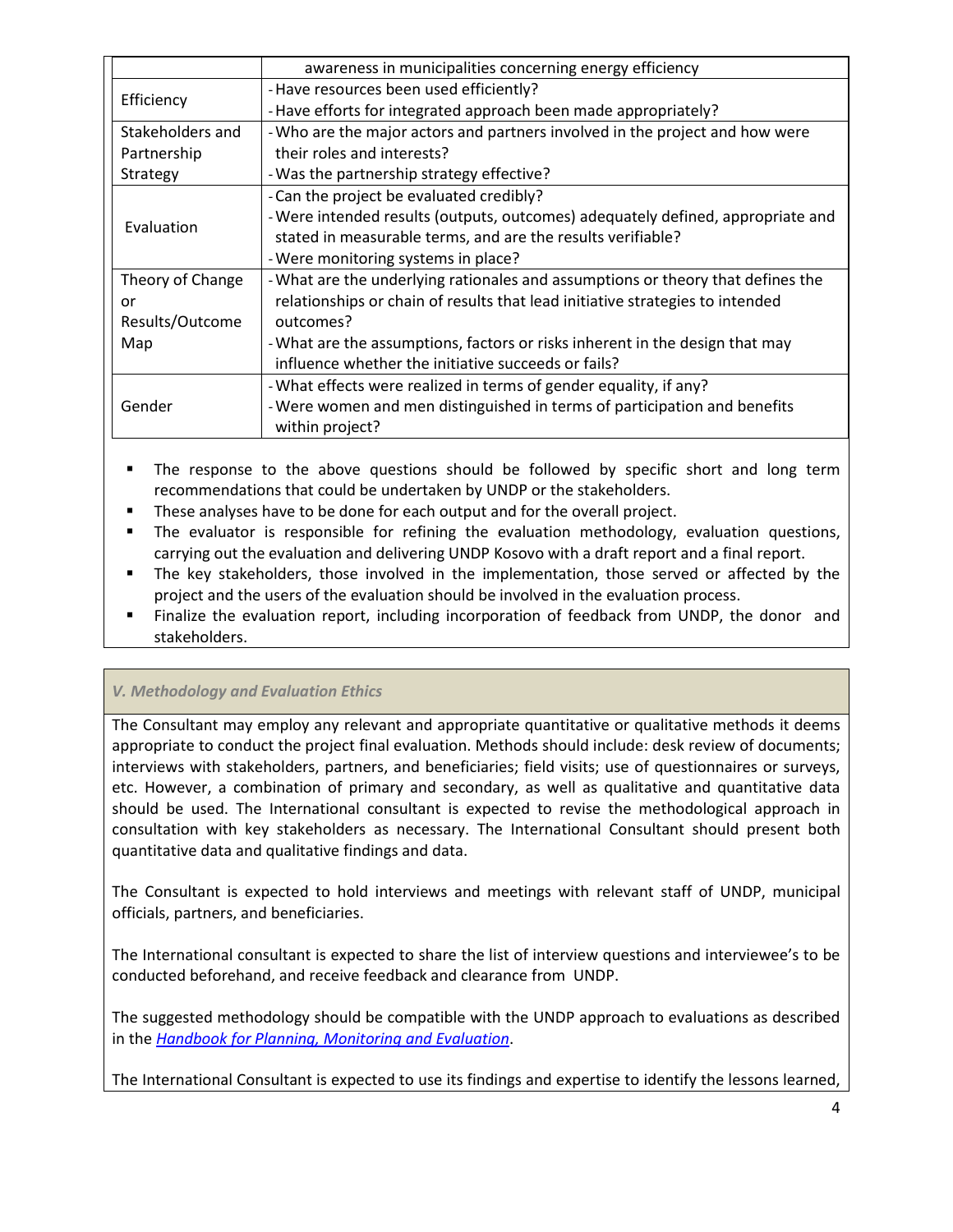| | |
|---|---|
| | awareness in municipalities concerning energy efficiency |
| Efficiency | - Have resources been used efficiently?<br>- Have efforts for integrated approach been made appropriately? |
| Stakeholders and Partnership Strategy | - Who are the major actors and partners involved in the project and how were their roles and interests?<br>- Was the partnership strategy effective? |
| Evaluation | - Can the project be evaluated credibly?<br>- Were intended results (outputs, outcomes) adequately defined, appropriate and stated in measurable terms, and are the results verifiable?<br>- Were monitoring systems in place? |
| Theory of Change or Results/Outcome Map | - What are the underlying rationales and assumptions or theory that defines the relationships or chain of results that lead initiative strategies to intended outcomes?<br>- What are the assumptions, factors or risks inherent in the design that may influence whether the initiative succeeds or fails? |
| Gender | - What effects were realized in terms of gender equality, if any?<br>- Were women and men distinguished in terms of participation and benefits within project? |

- The response to the above questions should be followed by specific short and long term recommendations that could be undertaken by UNDP or the stakeholders.
- These analyses have to be done for each output and for the overall project.
- The evaluator is responsible for refining the evaluation methodology, evaluation questions, carrying out the evaluation and delivering UNDP Kosovo with a draft report and a final report.
- The key stakeholders, those involved in the implementation, those served or affected by the project and the users of the evaluation should be involved in the evaluation process.
- Finalize the evaluation report, including incorporation of feedback from UNDP, the donor and stakeholders.

### *V. Methodology and Evaluation Ethics*

The Consultant may employ any relevant and appropriate quantitative or qualitative methods it deems appropriate to conduct the project final evaluation. Methods should include: desk review of documents; interviews with stakeholders, partners, and beneficiaries; field visits; use of questionnaires or surveys, etc. However, a combination of primary and secondary, as well as qualitative and quantitative data should be used. The International consultant is expected to revise the methodological approach in consultation with key stakeholders as necessary. The International Consultant should present both quantitative data and qualitative findings and data.

The Consultant is expected to hold interviews and meetings with relevant staff of UNDP, municipal officials, partners, and beneficiaries.

The International consultant is expected to share the list of interview questions and interviewee's to be conducted beforehand, and receive feedback and clearance from UNDP.

The suggested methodology should be compatible with the UNDP approach to evaluations as described in the *Handbook for Planning, Monitoring and Evaluation*.

The International Consultant is expected to use its findings and expertise to identify the lessons learned,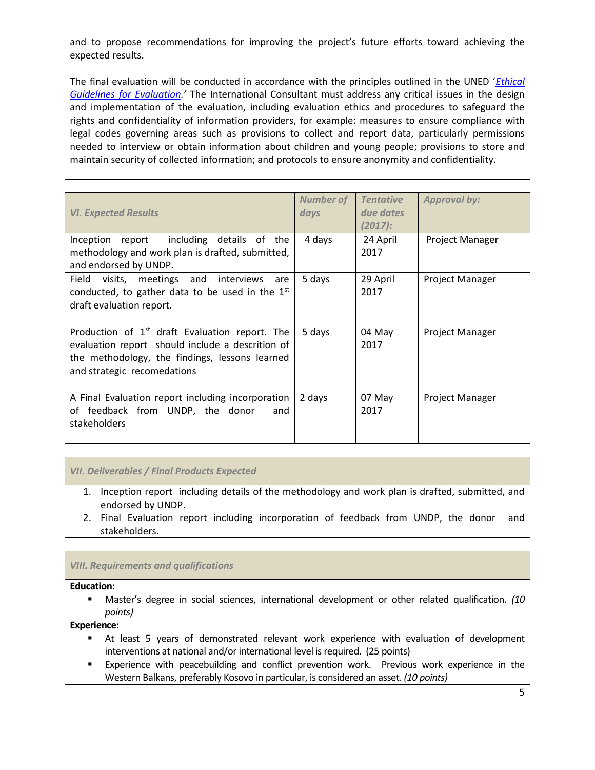and to propose recommendations for improving the project's future efforts toward achieving the expected results.

The final evaluation will be conducted in accordance with the principles outlined in the UNED '*Ethical Guidelines for Evaluation*.' The International Consultant must address any critical issues in the design and implementation of the evaluation, including evaluation ethics and procedures to safeguard the rights and confidentiality of information providers, for example: measures to ensure compliance with legal codes governing areas such as provisions to collect and report data, particularly permissions needed to interview or obtain information about children and young people; provisions to store and maintain security of collected information; and protocols to ensure anonymity and confidentiality.

| *VI. Expected Results* | *Number of days* | *Tentative due dates (2017):* | *Approval by:* |
|---|---|---|---|
| Inception report including details of the methodology and work plan is drafted, submitted, and endorsed by UNDP. | 4 days | 24 April 2017 | Project Manager |
| Field visits, meetings and interviews are conducted, to gather data to be used in the 1st draft evaluation report. | 5 days | 29 April 2017 | Project Manager |
| Production of 1st draft Evaluation report. The evaluation report should include a descrition of the methodology, the findings, lessons learned and strategic recomedations | 5 days | 04 May 2017 | Project Manager |
| A Final Evaluation report including incorporation of feedback from UNDP, the donor and stakeholders | 2 days | 07 May 2017 | Project Manager |

### *VII. Deliverables / Final Products Expected*

1. Inception report including details of the methodology and work plan is drafted, submitted, and endorsed by UNDP.
2. Final Evaluation report including incorporation of feedback from UNDP, the donor and stakeholders.

### *VIII. Requirements and qualifications*

**Education:**

- Master's degree in social sciences, international development or other related qualification. *(10 points)*

**Experience:**

- At least 5 years of demonstrated relevant work experience with evaluation of development interventions at national and/or international level is required. (25 points)
- Experience with peacebuilding and conflict prevention work. Previous work experience in the Western Balkans, preferably Kosovo in particular, is considered an asset. *(10 points)*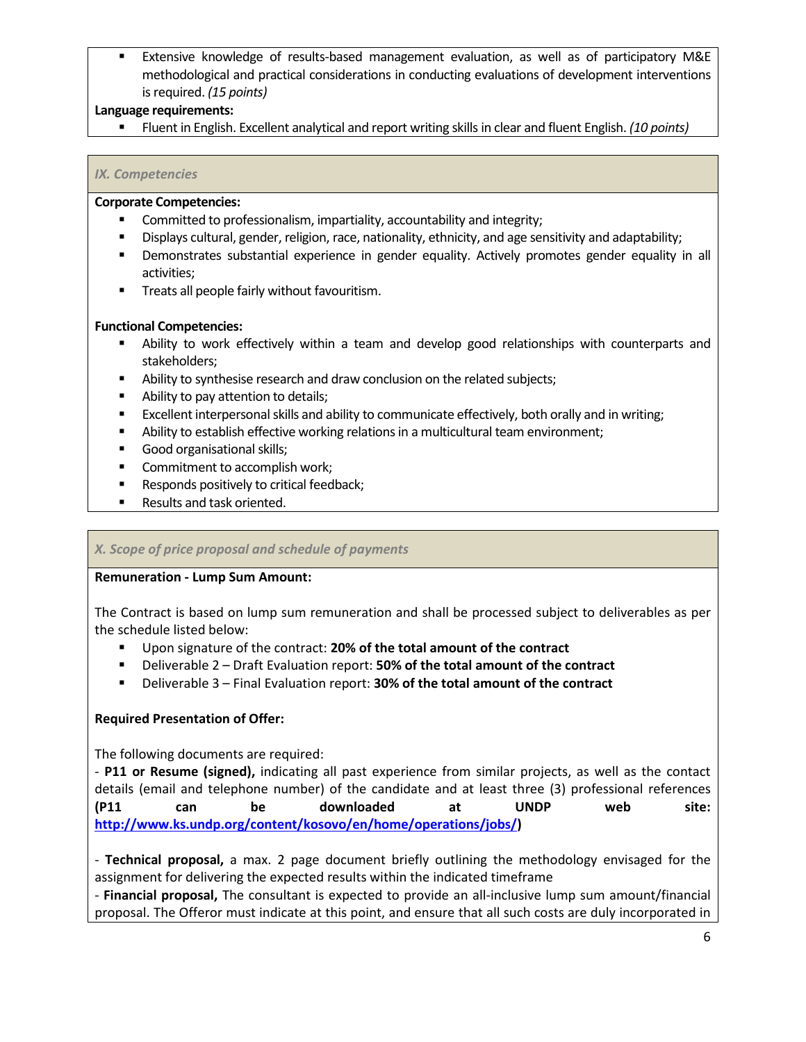- Extensive knowledge of results-based management evaluation, as well as of participatory M&E methodological and practical considerations in conducting evaluations of development interventions is required. *(15 points)*

**Language requirements:**

- Fluent in English. Excellent analytical and report writing skills in clear and fluent English. *(10 points)*

## *IX. Competencies*

**Corporate Competencies:**

- Committed to professionalism, impartiality, accountability and integrity;
- Displays cultural, gender, religion, race, nationality, ethnicity, and age sensitivity and adaptability;
- Demonstrates substantial experience in gender equality. Actively promotes gender equality in all activities;
- Treats all people fairly without favouritism.

**Functional Competencies:**

- Ability to work effectively within a team and develop good relationships with counterparts and stakeholders;
- Ability to synthesise research and draw conclusion on the related subjects;
- Ability to pay attention to details;
- Excellent interpersonal skills and ability to communicate effectively, both orally and in writing;
- Ability to establish effective working relations in a multicultural team environment;
- Good organisational skills;
- Commitment to accomplish work;
- Responds positively to critical feedback;
- Results and task oriented.

## *X. Scope of price proposal and schedule of payments*

**Remuneration - Lump Sum Amount:**

The Contract is based on lump sum remuneration and shall be processed subject to deliverables as per the schedule listed below:

- Upon signature of the contract: **20% of the total amount of the contract**
- Deliverable 2 – Draft Evaluation report: **50% of the total amount of the contract**
- Deliverable 3 – Final Evaluation report: **30% of the total amount of the contract**

**Required Presentation of Offer:**

The following documents are required:

- **P11 or Resume (signed),** indicating all past experience from similar projects, as well as the contact details (email and telephone number) of the candidate and at least three (3) professional references **(P11 can be downloaded at UNDP web site: [http://www.ks.undp.org/content/kosovo/en/home/operations/jobs/](http://www.ks.undp.org/content/kosovo/en/home/operations/jobs/))**

- **Technical proposal,** a max. 2 page document briefly outlining the methodology envisaged for the assignment for delivering the expected results within the indicated timeframe
- **Financial proposal,** The consultant is expected to provide an all-inclusive lump sum amount/financial proposal. The Offeror must indicate at this point, and ensure that all such costs are duly incorporated in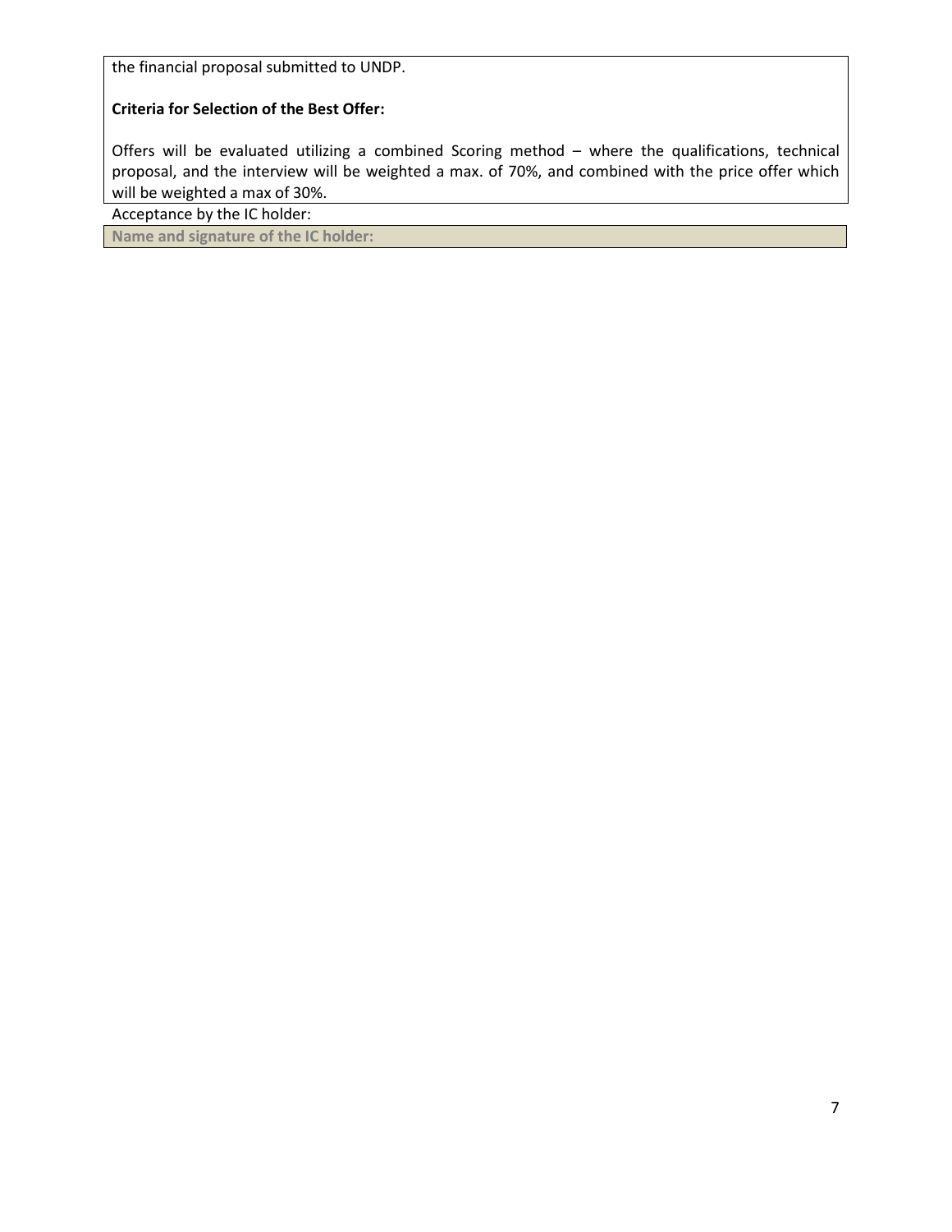the financial proposal submitted to UNDP.

**Criteria for Selection of the Best Offer:**

Offers will be evaluated utilizing a combined Scoring method – where the qualifications, technical proposal, and the interview will be weighted a max. of 70%, and combined with the price offer which will be weighted a max of 30%.

Acceptance by the IC holder:

**Name and signature of the IC holder:**